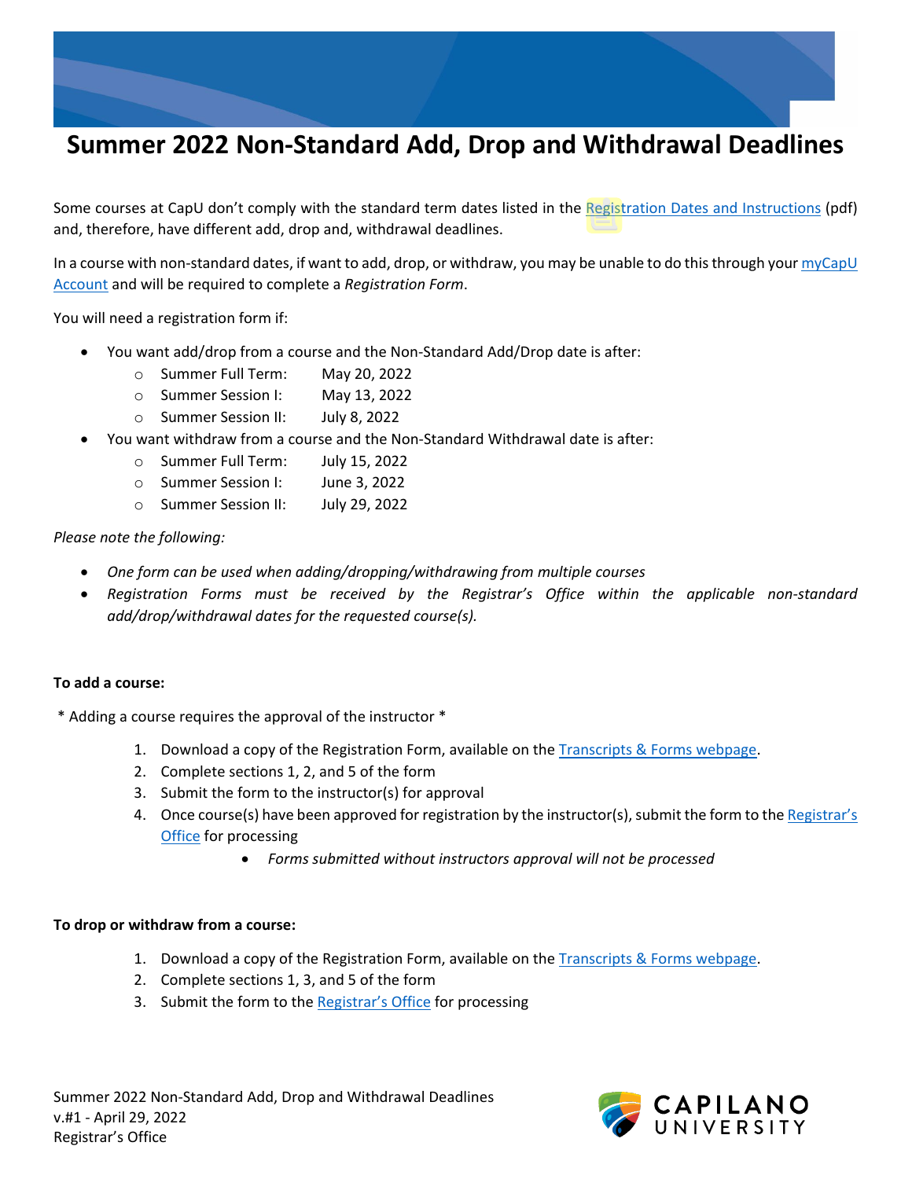# Summer 2022 Non-Standard Add, Drop and Withdrawal Deadlines

Some courses at CapU don't comply with the standard term dates listed in the Registration Dates and Instructions (pdf) and, therefore, have different add, drop and, withdrawal deadlines.

In a course with non-standard dates, if want to add, drop, or withdraw, you may be unable to do this through your myCapU Account and will be required to complete a *Registration Form*.

You will need a registration form if:

- You want add/drop from a course and the Non-Standard Add/Drop date is after:
  - Summer Full Term: May 20, 2022
  - Summer Session I: May 13, 2022
  - Summer Session II: July 8, 2022
- You want withdraw from a course and the Non-Standard Withdrawal date is after:
  - Summer Full Term: July 15, 2022
  - Summer Session I: June 3, 2022
  - Summer Session II: July 29, 2022

*Please note the following:*

- *One form can be used when adding/dropping/withdrawing from multiple courses*
- *Registration Forms must be received by the Registrar's Office within the applicable non-standard add/drop/withdrawal dates for the requested course(s).*

**To add a course:**

\* Adding a course requires the approval of the instructor \*

1. Download a copy of the Registration Form, available on the Transcripts & Forms webpage.
2. Complete sections 1, 2, and 5 of the form
3. Submit the form to the instructor(s) for approval
4. Once course(s) have been approved for registration by the instructor(s), submit the form to the Registrar's Office for processing
   - *Forms submitted without instructors approval will not be processed*

**To drop or withdraw from a course:**

1. Download a copy of the Registration Form, available on the Transcripts & Forms webpage.
2. Complete sections 1, 3, and 5 of the form
3. Submit the form to the Registrar's Office for processing

Summer 2022 Non-Standard Add, Drop and Withdrawal Deadlines
v.#1 - April 29, 2022
Registrar's Office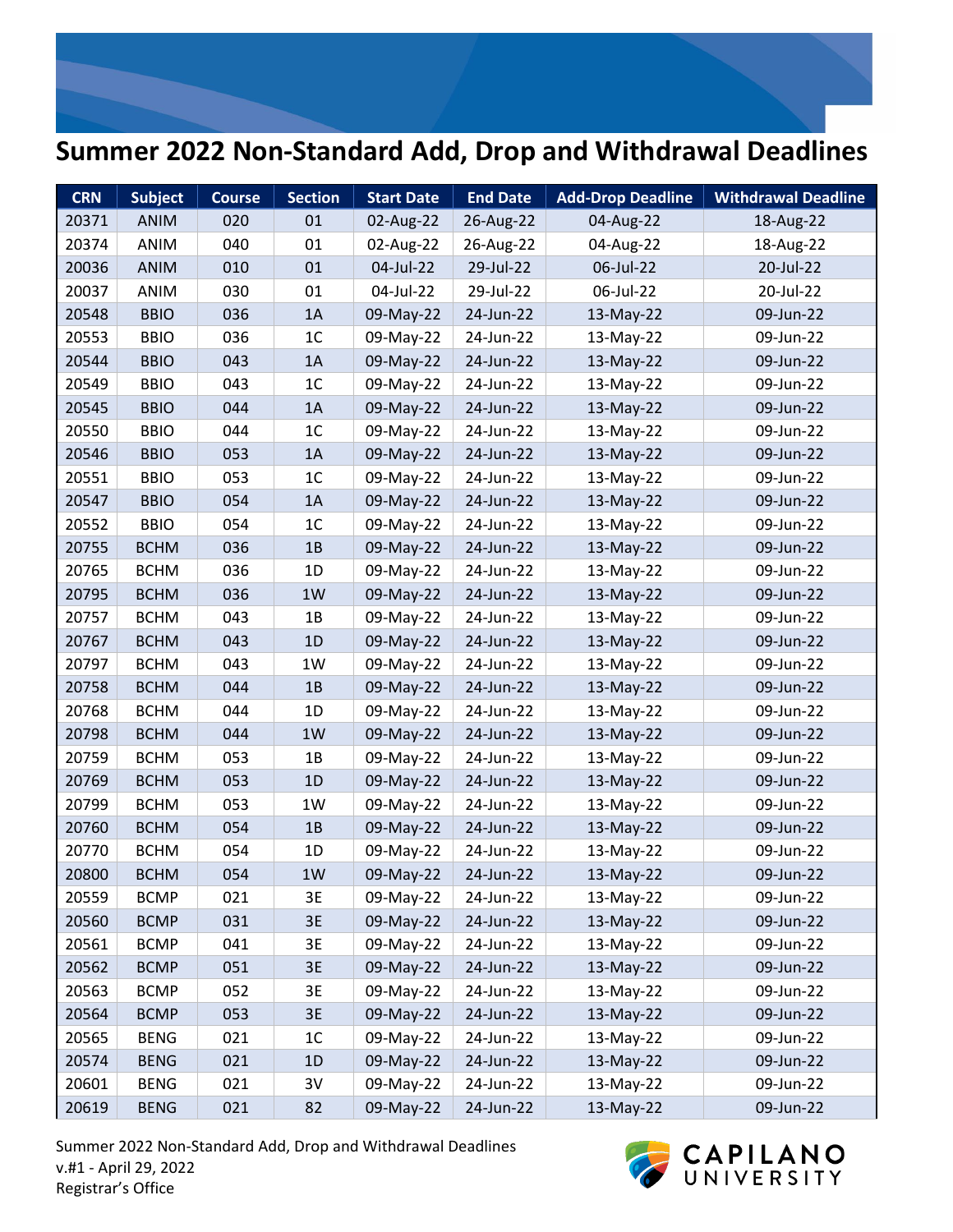# Summer 2022 Non-Standard Add, Drop and Withdrawal Deadlines

| CRN | Subject | Course | Section | Start Date | End Date | Add-Drop Deadline | Withdrawal Deadline |
|---|---|---|---|---|---|---|---|
| 20371 | ANIM | 020 | 01 | 02-Aug-22 | 26-Aug-22 | 04-Aug-22 | 18-Aug-22 |
| 20374 | ANIM | 040 | 01 | 02-Aug-22 | 26-Aug-22 | 04-Aug-22 | 18-Aug-22 |
| 20036 | ANIM | 010 | 01 | 04-Jul-22 | 29-Jul-22 | 06-Jul-22 | 20-Jul-22 |
| 20037 | ANIM | 030 | 01 | 04-Jul-22 | 29-Jul-22 | 06-Jul-22 | 20-Jul-22 |
| 20548 | BBIO | 036 | 1A | 09-May-22 | 24-Jun-22 | 13-May-22 | 09-Jun-22 |
| 20553 | BBIO | 036 | 1C | 09-May-22 | 24-Jun-22 | 13-May-22 | 09-Jun-22 |
| 20544 | BBIO | 043 | 1A | 09-May-22 | 24-Jun-22 | 13-May-22 | 09-Jun-22 |
| 20549 | BBIO | 043 | 1C | 09-May-22 | 24-Jun-22 | 13-May-22 | 09-Jun-22 |
| 20545 | BBIO | 044 | 1A | 09-May-22 | 24-Jun-22 | 13-May-22 | 09-Jun-22 |
| 20550 | BBIO | 044 | 1C | 09-May-22 | 24-Jun-22 | 13-May-22 | 09-Jun-22 |
| 20546 | BBIO | 053 | 1A | 09-May-22 | 24-Jun-22 | 13-May-22 | 09-Jun-22 |
| 20551 | BBIO | 053 | 1C | 09-May-22 | 24-Jun-22 | 13-May-22 | 09-Jun-22 |
| 20547 | BBIO | 054 | 1A | 09-May-22 | 24-Jun-22 | 13-May-22 | 09-Jun-22 |
| 20552 | BBIO | 054 | 1C | 09-May-22 | 24-Jun-22 | 13-May-22 | 09-Jun-22 |
| 20755 | BCHM | 036 | 1B | 09-May-22 | 24-Jun-22 | 13-May-22 | 09-Jun-22 |
| 20765 | BCHM | 036 | 1D | 09-May-22 | 24-Jun-22 | 13-May-22 | 09-Jun-22 |
| 20795 | BCHM | 036 | 1W | 09-May-22 | 24-Jun-22 | 13-May-22 | 09-Jun-22 |
| 20757 | BCHM | 043 | 1B | 09-May-22 | 24-Jun-22 | 13-May-22 | 09-Jun-22 |
| 20767 | BCHM | 043 | 1D | 09-May-22 | 24-Jun-22 | 13-May-22 | 09-Jun-22 |
| 20797 | BCHM | 043 | 1W | 09-May-22 | 24-Jun-22 | 13-May-22 | 09-Jun-22 |
| 20758 | BCHM | 044 | 1B | 09-May-22 | 24-Jun-22 | 13-May-22 | 09-Jun-22 |
| 20768 | BCHM | 044 | 1D | 09-May-22 | 24-Jun-22 | 13-May-22 | 09-Jun-22 |
| 20798 | BCHM | 044 | 1W | 09-May-22 | 24-Jun-22 | 13-May-22 | 09-Jun-22 |
| 20759 | BCHM | 053 | 1B | 09-May-22 | 24-Jun-22 | 13-May-22 | 09-Jun-22 |
| 20769 | BCHM | 053 | 1D | 09-May-22 | 24-Jun-22 | 13-May-22 | 09-Jun-22 |
| 20799 | BCHM | 053 | 1W | 09-May-22 | 24-Jun-22 | 13-May-22 | 09-Jun-22 |
| 20760 | BCHM | 054 | 1B | 09-May-22 | 24-Jun-22 | 13-May-22 | 09-Jun-22 |
| 20770 | BCHM | 054 | 1D | 09-May-22 | 24-Jun-22 | 13-May-22 | 09-Jun-22 |
| 20800 | BCHM | 054 | 1W | 09-May-22 | 24-Jun-22 | 13-May-22 | 09-Jun-22 |
| 20559 | BCMP | 021 | 3E | 09-May-22 | 24-Jun-22 | 13-May-22 | 09-Jun-22 |
| 20560 | BCMP | 031 | 3E | 09-May-22 | 24-Jun-22 | 13-May-22 | 09-Jun-22 |
| 20561 | BCMP | 041 | 3E | 09-May-22 | 24-Jun-22 | 13-May-22 | 09-Jun-22 |
| 20562 | BCMP | 051 | 3E | 09-May-22 | 24-Jun-22 | 13-May-22 | 09-Jun-22 |
| 20563 | BCMP | 052 | 3E | 09-May-22 | 24-Jun-22 | 13-May-22 | 09-Jun-22 |
| 20564 | BCMP | 053 | 3E | 09-May-22 | 24-Jun-22 | 13-May-22 | 09-Jun-22 |
| 20565 | BENG | 021 | 1C | 09-May-22 | 24-Jun-22 | 13-May-22 | 09-Jun-22 |
| 20574 | BENG | 021 | 1D | 09-May-22 | 24-Jun-22 | 13-May-22 | 09-Jun-22 |
| 20601 | BENG | 021 | 3V | 09-May-22 | 24-Jun-22 | 13-May-22 | 09-Jun-22 |
| 20619 | BENG | 021 | 82 | 09-May-22 | 24-Jun-22 | 13-May-22 | 09-Jun-22 |

Summer 2022 Non-Standard Add, Drop and Withdrawal Deadlines
v.#1 - April 29, 2022
Registrar's Office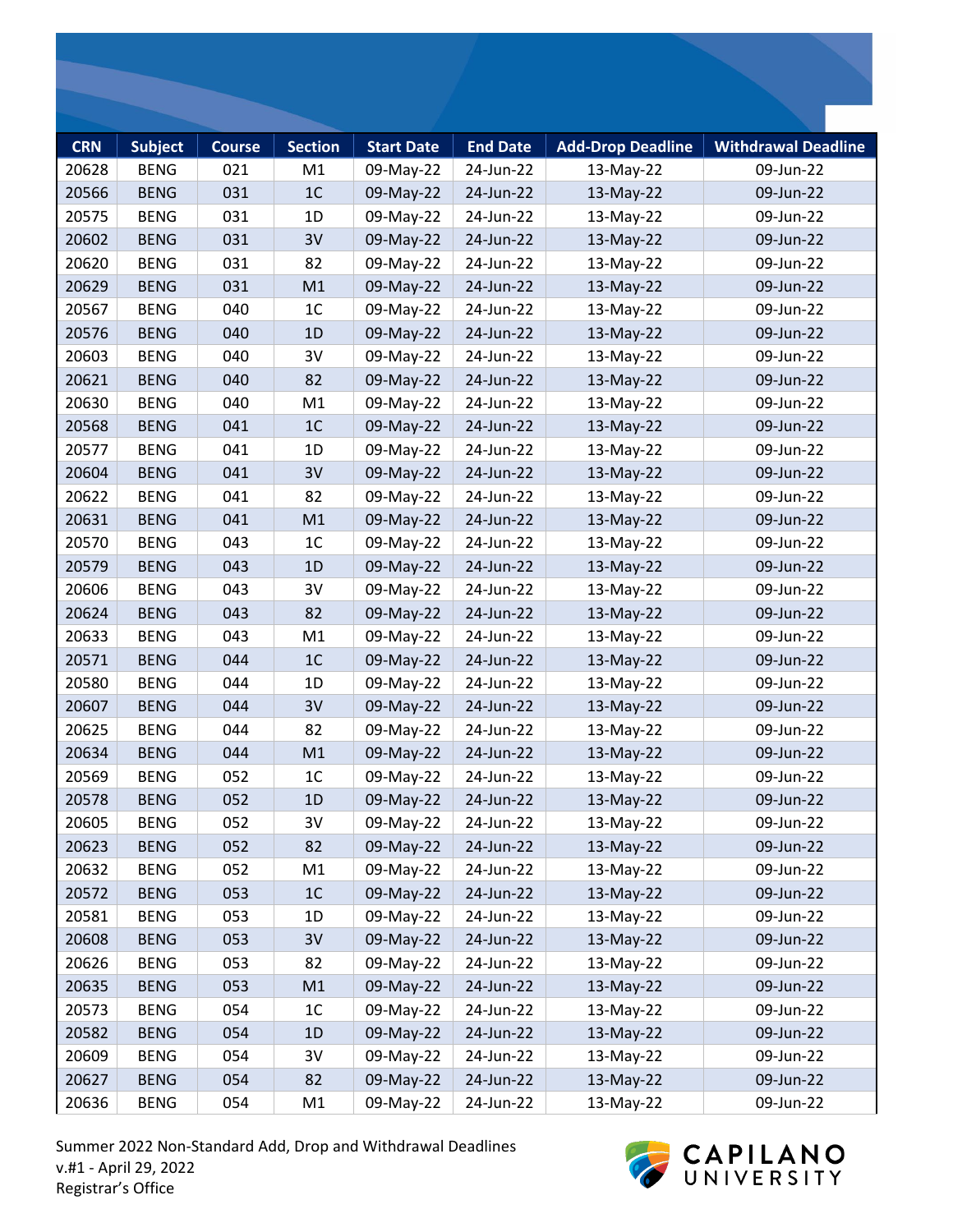| CRN | Subject | Course | Section | Start Date | End Date | Add-Drop Deadline | Withdrawal Deadline |
|---|---|---|---|---|---|---|---|
| 20628 | BENG | 021 | M1 | 09-May-22 | 24-Jun-22 | 13-May-22 | 09-Jun-22 |
| 20566 | BENG | 031 | 1C | 09-May-22 | 24-Jun-22 | 13-May-22 | 09-Jun-22 |
| 20575 | BENG | 031 | 1D | 09-May-22 | 24-Jun-22 | 13-May-22 | 09-Jun-22 |
| 20602 | BENG | 031 | 3V | 09-May-22 | 24-Jun-22 | 13-May-22 | 09-Jun-22 |
| 20620 | BENG | 031 | 82 | 09-May-22 | 24-Jun-22 | 13-May-22 | 09-Jun-22 |
| 20629 | BENG | 031 | M1 | 09-May-22 | 24-Jun-22 | 13-May-22 | 09-Jun-22 |
| 20567 | BENG | 040 | 1C | 09-May-22 | 24-Jun-22 | 13-May-22 | 09-Jun-22 |
| 20576 | BENG | 040 | 1D | 09-May-22 | 24-Jun-22 | 13-May-22 | 09-Jun-22 |
| 20603 | BENG | 040 | 3V | 09-May-22 | 24-Jun-22 | 13-May-22 | 09-Jun-22 |
| 20621 | BENG | 040 | 82 | 09-May-22 | 24-Jun-22 | 13-May-22 | 09-Jun-22 |
| 20630 | BENG | 040 | M1 | 09-May-22 | 24-Jun-22 | 13-May-22 | 09-Jun-22 |
| 20568 | BENG | 041 | 1C | 09-May-22 | 24-Jun-22 | 13-May-22 | 09-Jun-22 |
| 20577 | BENG | 041 | 1D | 09-May-22 | 24-Jun-22 | 13-May-22 | 09-Jun-22 |
| 20604 | BENG | 041 | 3V | 09-May-22 | 24-Jun-22 | 13-May-22 | 09-Jun-22 |
| 20622 | BENG | 041 | 82 | 09-May-22 | 24-Jun-22 | 13-May-22 | 09-Jun-22 |
| 20631 | BENG | 041 | M1 | 09-May-22 | 24-Jun-22 | 13-May-22 | 09-Jun-22 |
| 20570 | BENG | 043 | 1C | 09-May-22 | 24-Jun-22 | 13-May-22 | 09-Jun-22 |
| 20579 | BENG | 043 | 1D | 09-May-22 | 24-Jun-22 | 13-May-22 | 09-Jun-22 |
| 20606 | BENG | 043 | 3V | 09-May-22 | 24-Jun-22 | 13-May-22 | 09-Jun-22 |
| 20624 | BENG | 043 | 82 | 09-May-22 | 24-Jun-22 | 13-May-22 | 09-Jun-22 |
| 20633 | BENG | 043 | M1 | 09-May-22 | 24-Jun-22 | 13-May-22 | 09-Jun-22 |
| 20571 | BENG | 044 | 1C | 09-May-22 | 24-Jun-22 | 13-May-22 | 09-Jun-22 |
| 20580 | BENG | 044 | 1D | 09-May-22 | 24-Jun-22 | 13-May-22 | 09-Jun-22 |
| 20607 | BENG | 044 | 3V | 09-May-22 | 24-Jun-22 | 13-May-22 | 09-Jun-22 |
| 20625 | BENG | 044 | 82 | 09-May-22 | 24-Jun-22 | 13-May-22 | 09-Jun-22 |
| 20634 | BENG | 044 | M1 | 09-May-22 | 24-Jun-22 | 13-May-22 | 09-Jun-22 |
| 20569 | BENG | 052 | 1C | 09-May-22 | 24-Jun-22 | 13-May-22 | 09-Jun-22 |
| 20578 | BENG | 052 | 1D | 09-May-22 | 24-Jun-22 | 13-May-22 | 09-Jun-22 |
| 20605 | BENG | 052 | 3V | 09-May-22 | 24-Jun-22 | 13-May-22 | 09-Jun-22 |
| 20623 | BENG | 052 | 82 | 09-May-22 | 24-Jun-22 | 13-May-22 | 09-Jun-22 |
| 20632 | BENG | 052 | M1 | 09-May-22 | 24-Jun-22 | 13-May-22 | 09-Jun-22 |
| 20572 | BENG | 053 | 1C | 09-May-22 | 24-Jun-22 | 13-May-22 | 09-Jun-22 |
| 20581 | BENG | 053 | 1D | 09-May-22 | 24-Jun-22 | 13-May-22 | 09-Jun-22 |
| 20608 | BENG | 053 | 3V | 09-May-22 | 24-Jun-22 | 13-May-22 | 09-Jun-22 |
| 20626 | BENG | 053 | 82 | 09-May-22 | 24-Jun-22 | 13-May-22 | 09-Jun-22 |
| 20635 | BENG | 053 | M1 | 09-May-22 | 24-Jun-22 | 13-May-22 | 09-Jun-22 |
| 20573 | BENG | 054 | 1C | 09-May-22 | 24-Jun-22 | 13-May-22 | 09-Jun-22 |
| 20582 | BENG | 054 | 1D | 09-May-22 | 24-Jun-22 | 13-May-22 | 09-Jun-22 |
| 20609 | BENG | 054 | 3V | 09-May-22 | 24-Jun-22 | 13-May-22 | 09-Jun-22 |
| 20627 | BENG | 054 | 82 | 09-May-22 | 24-Jun-22 | 13-May-22 | 09-Jun-22 |
| 20636 | BENG | 054 | M1 | 09-May-22 | 24-Jun-22 | 13-May-22 | 09-Jun-22 |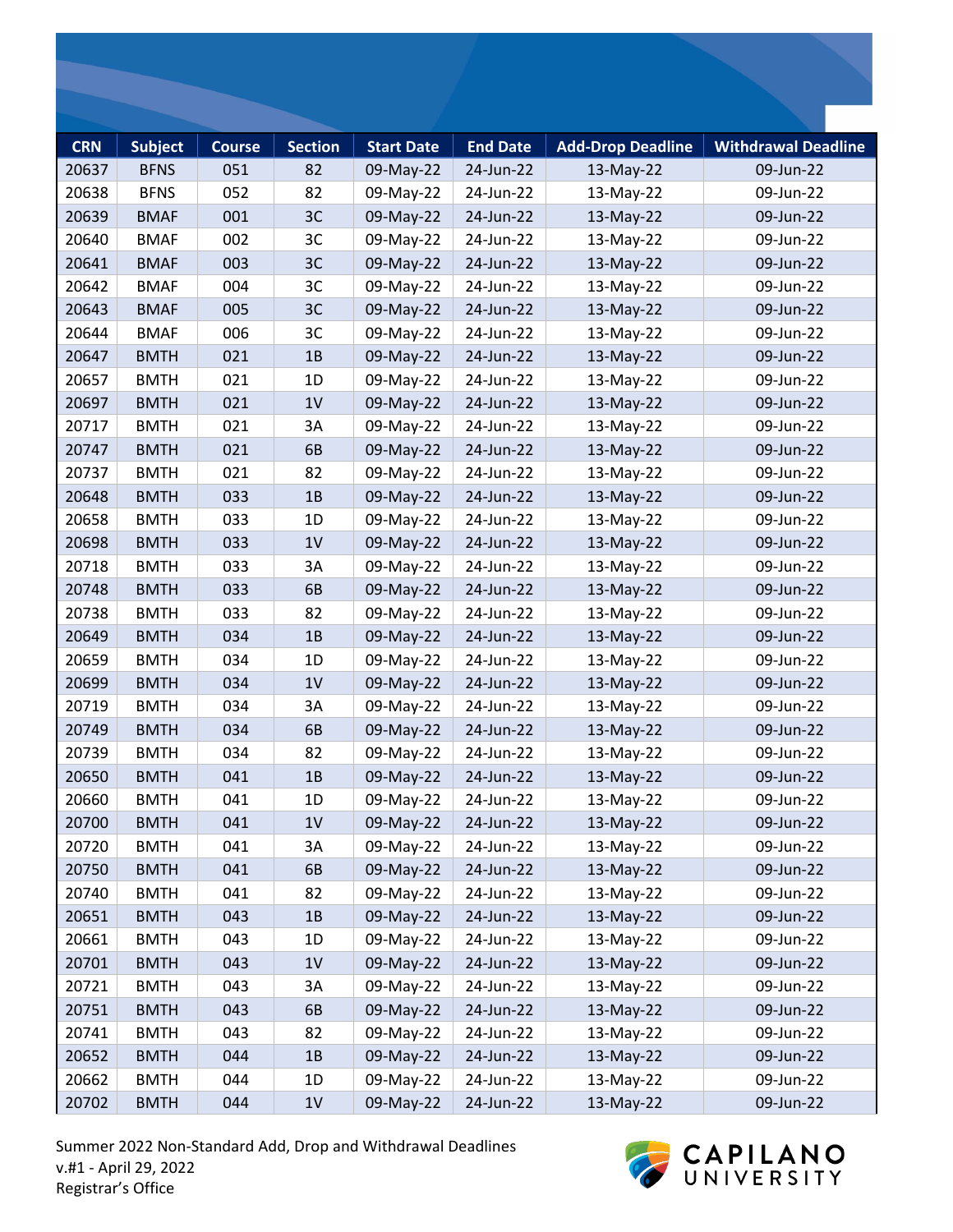| CRN | Subject | Course | Section | Start Date | End Date | Add-Drop Deadline | Withdrawal Deadline |
|---|---|---|---|---|---|---|---|
| 20637 | BFNS | 051 | 82 | 09-May-22 | 24-Jun-22 | 13-May-22 | 09-Jun-22 |
| 20638 | BFNS | 052 | 82 | 09-May-22 | 24-Jun-22 | 13-May-22 | 09-Jun-22 |
| 20639 | BMAF | 001 | 3C | 09-May-22 | 24-Jun-22 | 13-May-22 | 09-Jun-22 |
| 20640 | BMAF | 002 | 3C | 09-May-22 | 24-Jun-22 | 13-May-22 | 09-Jun-22 |
| 20641 | BMAF | 003 | 3C | 09-May-22 | 24-Jun-22 | 13-May-22 | 09-Jun-22 |
| 20642 | BMAF | 004 | 3C | 09-May-22 | 24-Jun-22 | 13-May-22 | 09-Jun-22 |
| 20643 | BMAF | 005 | 3C | 09-May-22 | 24-Jun-22 | 13-May-22 | 09-Jun-22 |
| 20644 | BMAF | 006 | 3C | 09-May-22 | 24-Jun-22 | 13-May-22 | 09-Jun-22 |
| 20647 | BMTH | 021 | 1B | 09-May-22 | 24-Jun-22 | 13-May-22 | 09-Jun-22 |
| 20657 | BMTH | 021 | 1D | 09-May-22 | 24-Jun-22 | 13-May-22 | 09-Jun-22 |
| 20697 | BMTH | 021 | 1V | 09-May-22 | 24-Jun-22 | 13-May-22 | 09-Jun-22 |
| 20717 | BMTH | 021 | 3A | 09-May-22 | 24-Jun-22 | 13-May-22 | 09-Jun-22 |
| 20747 | BMTH | 021 | 6B | 09-May-22 | 24-Jun-22 | 13-May-22 | 09-Jun-22 |
| 20737 | BMTH | 021 | 82 | 09-May-22 | 24-Jun-22 | 13-May-22 | 09-Jun-22 |
| 20648 | BMTH | 033 | 1B | 09-May-22 | 24-Jun-22 | 13-May-22 | 09-Jun-22 |
| 20658 | BMTH | 033 | 1D | 09-May-22 | 24-Jun-22 | 13-May-22 | 09-Jun-22 |
| 20698 | BMTH | 033 | 1V | 09-May-22 | 24-Jun-22 | 13-May-22 | 09-Jun-22 |
| 20718 | BMTH | 033 | 3A | 09-May-22 | 24-Jun-22 | 13-May-22 | 09-Jun-22 |
| 20748 | BMTH | 033 | 6B | 09-May-22 | 24-Jun-22 | 13-May-22 | 09-Jun-22 |
| 20738 | BMTH | 033 | 82 | 09-May-22 | 24-Jun-22 | 13-May-22 | 09-Jun-22 |
| 20649 | BMTH | 034 | 1B | 09-May-22 | 24-Jun-22 | 13-May-22 | 09-Jun-22 |
| 20659 | BMTH | 034 | 1D | 09-May-22 | 24-Jun-22 | 13-May-22 | 09-Jun-22 |
| 20699 | BMTH | 034 | 1V | 09-May-22 | 24-Jun-22 | 13-May-22 | 09-Jun-22 |
| 20719 | BMTH | 034 | 3A | 09-May-22 | 24-Jun-22 | 13-May-22 | 09-Jun-22 |
| 20749 | BMTH | 034 | 6B | 09-May-22 | 24-Jun-22 | 13-May-22 | 09-Jun-22 |
| 20739 | BMTH | 034 | 82 | 09-May-22 | 24-Jun-22 | 13-May-22 | 09-Jun-22 |
| 20650 | BMTH | 041 | 1B | 09-May-22 | 24-Jun-22 | 13-May-22 | 09-Jun-22 |
| 20660 | BMTH | 041 | 1D | 09-May-22 | 24-Jun-22 | 13-May-22 | 09-Jun-22 |
| 20700 | BMTH | 041 | 1V | 09-May-22 | 24-Jun-22 | 13-May-22 | 09-Jun-22 |
| 20720 | BMTH | 041 | 3A | 09-May-22 | 24-Jun-22 | 13-May-22 | 09-Jun-22 |
| 20750 | BMTH | 041 | 6B | 09-May-22 | 24-Jun-22 | 13-May-22 | 09-Jun-22 |
| 20740 | BMTH | 041 | 82 | 09-May-22 | 24-Jun-22 | 13-May-22 | 09-Jun-22 |
| 20651 | BMTH | 043 | 1B | 09-May-22 | 24-Jun-22 | 13-May-22 | 09-Jun-22 |
| 20661 | BMTH | 043 | 1D | 09-May-22 | 24-Jun-22 | 13-May-22 | 09-Jun-22 |
| 20701 | BMTH | 043 | 1V | 09-May-22 | 24-Jun-22 | 13-May-22 | 09-Jun-22 |
| 20721 | BMTH | 043 | 3A | 09-May-22 | 24-Jun-22 | 13-May-22 | 09-Jun-22 |
| 20751 | BMTH | 043 | 6B | 09-May-22 | 24-Jun-22 | 13-May-22 | 09-Jun-22 |
| 20741 | BMTH | 043 | 82 | 09-May-22 | 24-Jun-22 | 13-May-22 | 09-Jun-22 |
| 20652 | BMTH | 044 | 1B | 09-May-22 | 24-Jun-22 | 13-May-22 | 09-Jun-22 |
| 20662 | BMTH | 044 | 1D | 09-May-22 | 24-Jun-22 | 13-May-22 | 09-Jun-22 |
| 20702 | BMTH | 044 | 1V | 09-May-22 | 24-Jun-22 | 13-May-22 | 09-Jun-22 |

Summer 2022 Non-Standard Add, Drop and Withdrawal Deadlines
v.#1 - April 29, 2022
Registrar's Office

CAPILANO UNIVERSITY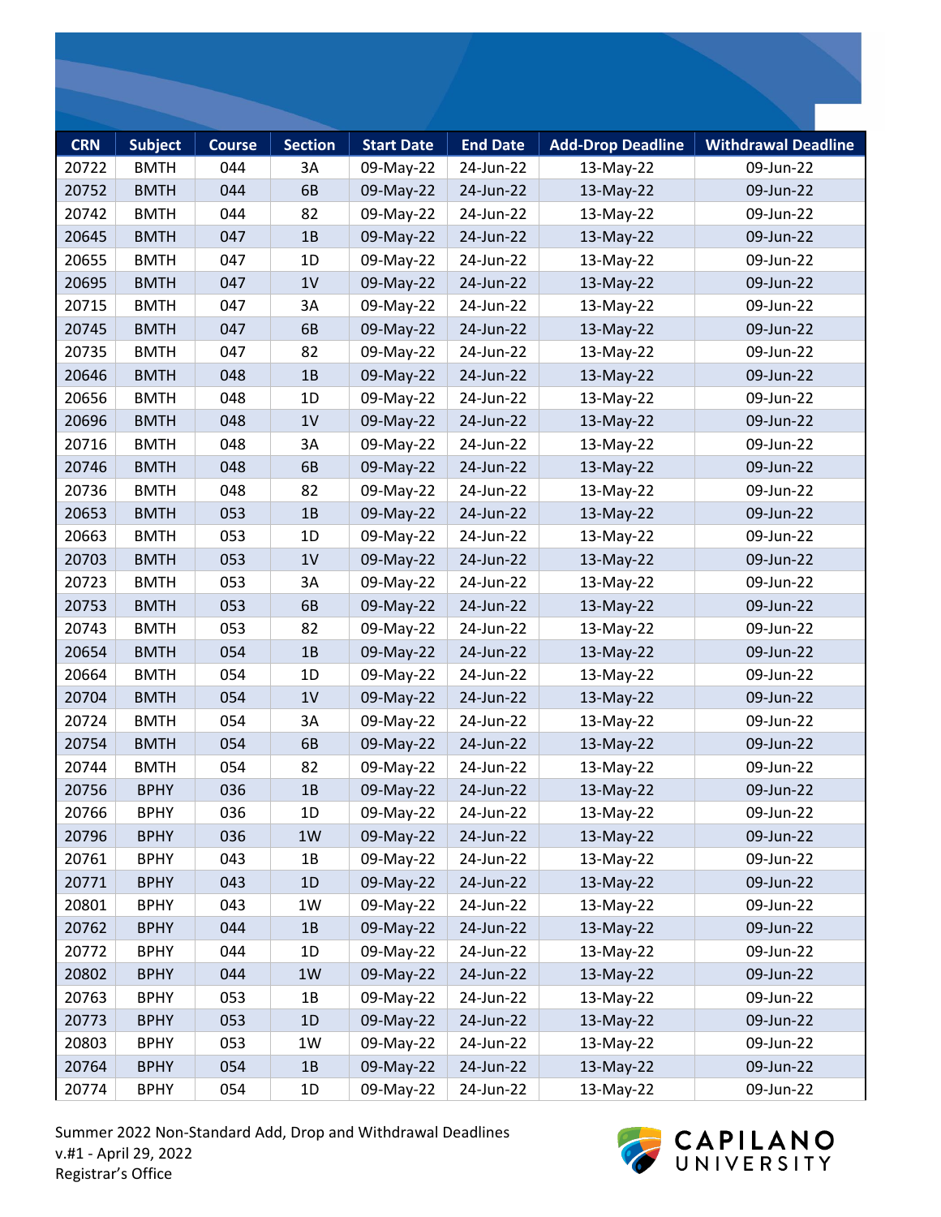| CRN | Subject | Course | Section | Start Date | End Date | Add-Drop Deadline | Withdrawal Deadline |
|---|---|---|---|---|---|---|---|
| 20722 | BMTH | 044 | 3A | 09-May-22 | 24-Jun-22 | 13-May-22 | 09-Jun-22 |
| 20752 | BMTH | 044 | 6B | 09-May-22 | 24-Jun-22 | 13-May-22 | 09-Jun-22 |
| 20742 | BMTH | 044 | 82 | 09-May-22 | 24-Jun-22 | 13-May-22 | 09-Jun-22 |
| 20645 | BMTH | 047 | 1B | 09-May-22 | 24-Jun-22 | 13-May-22 | 09-Jun-22 |
| 20655 | BMTH | 047 | 1D | 09-May-22 | 24-Jun-22 | 13-May-22 | 09-Jun-22 |
| 20695 | BMTH | 047 | 1V | 09-May-22 | 24-Jun-22 | 13-May-22 | 09-Jun-22 |
| 20715 | BMTH | 047 | 3A | 09-May-22 | 24-Jun-22 | 13-May-22 | 09-Jun-22 |
| 20745 | BMTH | 047 | 6B | 09-May-22 | 24-Jun-22 | 13-May-22 | 09-Jun-22 |
| 20735 | BMTH | 047 | 82 | 09-May-22 | 24-Jun-22 | 13-May-22 | 09-Jun-22 |
| 20646 | BMTH | 048 | 1B | 09-May-22 | 24-Jun-22 | 13-May-22 | 09-Jun-22 |
| 20656 | BMTH | 048 | 1D | 09-May-22 | 24-Jun-22 | 13-May-22 | 09-Jun-22 |
| 20696 | BMTH | 048 | 1V | 09-May-22 | 24-Jun-22 | 13-May-22 | 09-Jun-22 |
| 20716 | BMTH | 048 | 3A | 09-May-22 | 24-Jun-22 | 13-May-22 | 09-Jun-22 |
| 20746 | BMTH | 048 | 6B | 09-May-22 | 24-Jun-22 | 13-May-22 | 09-Jun-22 |
| 20736 | BMTH | 048 | 82 | 09-May-22 | 24-Jun-22 | 13-May-22 | 09-Jun-22 |
| 20653 | BMTH | 053 | 1B | 09-May-22 | 24-Jun-22 | 13-May-22 | 09-Jun-22 |
| 20663 | BMTH | 053 | 1D | 09-May-22 | 24-Jun-22 | 13-May-22 | 09-Jun-22 |
| 20703 | BMTH | 053 | 1V | 09-May-22 | 24-Jun-22 | 13-May-22 | 09-Jun-22 |
| 20723 | BMTH | 053 | 3A | 09-May-22 | 24-Jun-22 | 13-May-22 | 09-Jun-22 |
| 20753 | BMTH | 053 | 6B | 09-May-22 | 24-Jun-22 | 13-May-22 | 09-Jun-22 |
| 20743 | BMTH | 053 | 82 | 09-May-22 | 24-Jun-22 | 13-May-22 | 09-Jun-22 |
| 20654 | BMTH | 054 | 1B | 09-May-22 | 24-Jun-22 | 13-May-22 | 09-Jun-22 |
| 20664 | BMTH | 054 | 1D | 09-May-22 | 24-Jun-22 | 13-May-22 | 09-Jun-22 |
| 20704 | BMTH | 054 | 1V | 09-May-22 | 24-Jun-22 | 13-May-22 | 09-Jun-22 |
| 20724 | BMTH | 054 | 3A | 09-May-22 | 24-Jun-22 | 13-May-22 | 09-Jun-22 |
| 20754 | BMTH | 054 | 6B | 09-May-22 | 24-Jun-22 | 13-May-22 | 09-Jun-22 |
| 20744 | BMTH | 054 | 82 | 09-May-22 | 24-Jun-22 | 13-May-22 | 09-Jun-22 |
| 20756 | BPHY | 036 | 1B | 09-May-22 | 24-Jun-22 | 13-May-22 | 09-Jun-22 |
| 20766 | BPHY | 036 | 1D | 09-May-22 | 24-Jun-22 | 13-May-22 | 09-Jun-22 |
| 20796 | BPHY | 036 | 1W | 09-May-22 | 24-Jun-22 | 13-May-22 | 09-Jun-22 |
| 20761 | BPHY | 043 | 1B | 09-May-22 | 24-Jun-22 | 13-May-22 | 09-Jun-22 |
| 20771 | BPHY | 043 | 1D | 09-May-22 | 24-Jun-22 | 13-May-22 | 09-Jun-22 |
| 20801 | BPHY | 043 | 1W | 09-May-22 | 24-Jun-22 | 13-May-22 | 09-Jun-22 |
| 20762 | BPHY | 044 | 1B | 09-May-22 | 24-Jun-22 | 13-May-22 | 09-Jun-22 |
| 20772 | BPHY | 044 | 1D | 09-May-22 | 24-Jun-22 | 13-May-22 | 09-Jun-22 |
| 20802 | BPHY | 044 | 1W | 09-May-22 | 24-Jun-22 | 13-May-22 | 09-Jun-22 |
| 20763 | BPHY | 053 | 1B | 09-May-22 | 24-Jun-22 | 13-May-22 | 09-Jun-22 |
| 20773 | BPHY | 053 | 1D | 09-May-22 | 24-Jun-22 | 13-May-22 | 09-Jun-22 |
| 20803 | BPHY | 053 | 1W | 09-May-22 | 24-Jun-22 | 13-May-22 | 09-Jun-22 |
| 20764 | BPHY | 054 | 1B | 09-May-22 | 24-Jun-22 | 13-May-22 | 09-Jun-22 |
| 20774 | BPHY | 054 | 1D | 09-May-22 | 24-Jun-22 | 13-May-22 | 09-Jun-22 |

Summer 2022 Non-Standard Add, Drop and Withdrawal Deadlines
v.#1 - April 29, 2022
Registrar's Office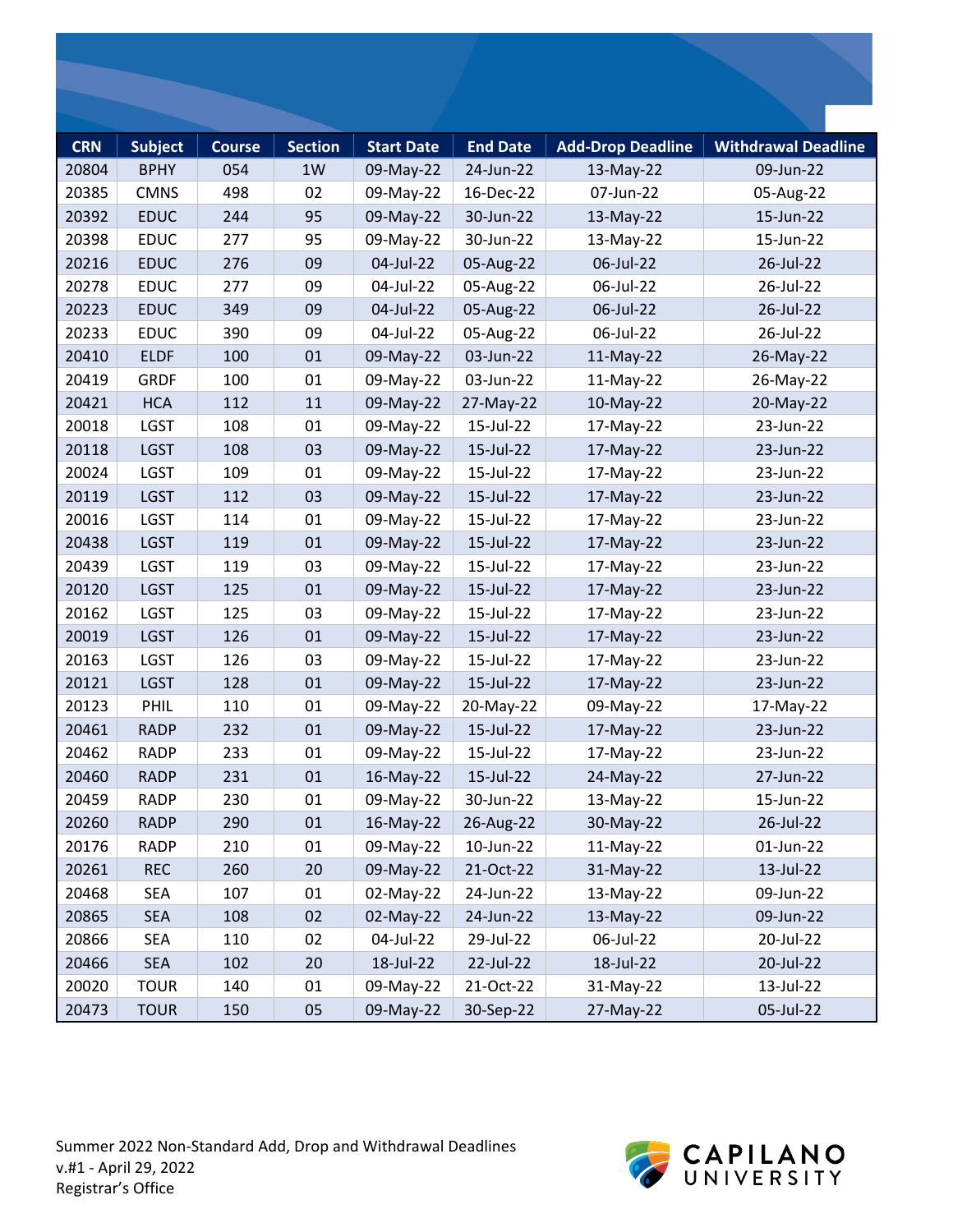| CRN | Subject | Course | Section | Start Date | End Date | Add-Drop Deadline | Withdrawal Deadline |
|---|---|---|---|---|---|---|---|
| 20804 | BPHY | 054 | 1W | 09-May-22 | 24-Jun-22 | 13-May-22 | 09-Jun-22 |
| 20385 | CMNS | 498 | 02 | 09-May-22 | 16-Dec-22 | 07-Jun-22 | 05-Aug-22 |
| 20392 | EDUC | 244 | 95 | 09-May-22 | 30-Jun-22 | 13-May-22 | 15-Jun-22 |
| 20398 | EDUC | 277 | 95 | 09-May-22 | 30-Jun-22 | 13-May-22 | 15-Jun-22 |
| 20216 | EDUC | 276 | 09 | 04-Jul-22 | 05-Aug-22 | 06-Jul-22 | 26-Jul-22 |
| 20278 | EDUC | 277 | 09 | 04-Jul-22 | 05-Aug-22 | 06-Jul-22 | 26-Jul-22 |
| 20223 | EDUC | 349 | 09 | 04-Jul-22 | 05-Aug-22 | 06-Jul-22 | 26-Jul-22 |
| 20233 | EDUC | 390 | 09 | 04-Jul-22 | 05-Aug-22 | 06-Jul-22 | 26-Jul-22 |
| 20410 | ELDF | 100 | 01 | 09-May-22 | 03-Jun-22 | 11-May-22 | 26-May-22 |
| 20419 | GRDF | 100 | 01 | 09-May-22 | 03-Jun-22 | 11-May-22 | 26-May-22 |
| 20421 | HCA | 112 | 11 | 09-May-22 | 27-May-22 | 10-May-22 | 20-May-22 |
| 20018 | LGST | 108 | 01 | 09-May-22 | 15-Jul-22 | 17-May-22 | 23-Jun-22 |
| 20118 | LGST | 108 | 03 | 09-May-22 | 15-Jul-22 | 17-May-22 | 23-Jun-22 |
| 20024 | LGST | 109 | 01 | 09-May-22 | 15-Jul-22 | 17-May-22 | 23-Jun-22 |
| 20119 | LGST | 112 | 03 | 09-May-22 | 15-Jul-22 | 17-May-22 | 23-Jun-22 |
| 20016 | LGST | 114 | 01 | 09-May-22 | 15-Jul-22 | 17-May-22 | 23-Jun-22 |
| 20438 | LGST | 119 | 01 | 09-May-22 | 15-Jul-22 | 17-May-22 | 23-Jun-22 |
| 20439 | LGST | 119 | 03 | 09-May-22 | 15-Jul-22 | 17-May-22 | 23-Jun-22 |
| 20120 | LGST | 125 | 01 | 09-May-22 | 15-Jul-22 | 17-May-22 | 23-Jun-22 |
| 20162 | LGST | 125 | 03 | 09-May-22 | 15-Jul-22 | 17-May-22 | 23-Jun-22 |
| 20019 | LGST | 126 | 01 | 09-May-22 | 15-Jul-22 | 17-May-22 | 23-Jun-22 |
| 20163 | LGST | 126 | 03 | 09-May-22 | 15-Jul-22 | 17-May-22 | 23-Jun-22 |
| 20121 | LGST | 128 | 01 | 09-May-22 | 15-Jul-22 | 17-May-22 | 23-Jun-22 |
| 20123 | PHIL | 110 | 01 | 09-May-22 | 20-May-22 | 09-May-22 | 17-May-22 |
| 20461 | RADP | 232 | 01 | 09-May-22 | 15-Jul-22 | 17-May-22 | 23-Jun-22 |
| 20462 | RADP | 233 | 01 | 09-May-22 | 15-Jul-22 | 17-May-22 | 23-Jun-22 |
| 20460 | RADP | 231 | 01 | 16-May-22 | 15-Jul-22 | 24-May-22 | 27-Jun-22 |
| 20459 | RADP | 230 | 01 | 09-May-22 | 30-Jun-22 | 13-May-22 | 15-Jun-22 |
| 20260 | RADP | 290 | 01 | 16-May-22 | 26-Aug-22 | 30-May-22 | 26-Jul-22 |
| 20176 | RADP | 210 | 01 | 09-May-22 | 10-Jun-22 | 11-May-22 | 01-Jun-22 |
| 20261 | REC | 260 | 20 | 09-May-22 | 21-Oct-22 | 31-May-22 | 13-Jul-22 |
| 20468 | SEA | 107 | 01 | 02-May-22 | 24-Jun-22 | 13-May-22 | 09-Jun-22 |
| 20865 | SEA | 108 | 02 | 02-May-22 | 24-Jun-22 | 13-May-22 | 09-Jun-22 |
| 20866 | SEA | 110 | 02 | 04-Jul-22 | 29-Jul-22 | 06-Jul-22 | 20-Jul-22 |
| 20466 | SEA | 102 | 20 | 18-Jul-22 | 22-Jul-22 | 18-Jul-22 | 20-Jul-22 |
| 20020 | TOUR | 140 | 01 | 09-May-22 | 21-Oct-22 | 31-May-22 | 13-Jul-22 |
| 20473 | TOUR | 150 | 05 | 09-May-22 | 30-Sep-22 | 27-May-22 | 05-Jul-22 |